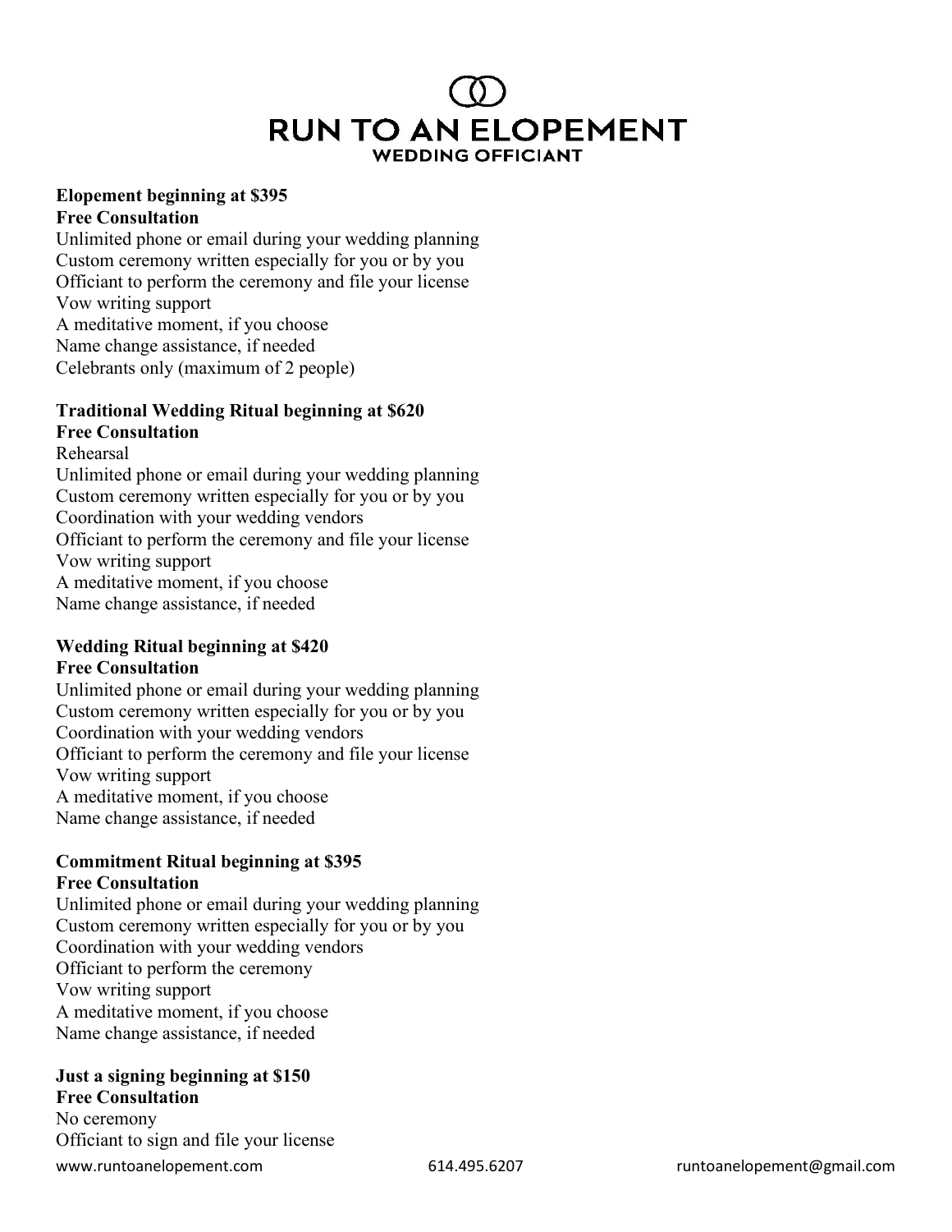# RUN TO AN ELOPEMENT
## WEDDING OFFICIANT

**Elopement beginning at $395**
**Free Consultation**
Unlimited phone or email during your wedding planning
Custom ceremony written especially for you or by you
Officiant to perform the ceremony and file your license
Vow writing support
A meditative moment, if you choose
Name change assistance, if needed
Celebrants only (maximum of 2 people)

**Traditional Wedding Ritual beginning at $620**
**Free Consultation**
Rehearsal
Unlimited phone or email during your wedding planning
Custom ceremony written especially for you or by you
Coordination with your wedding vendors
Officiant to perform the ceremony and file your license
Vow writing support
A meditative moment, if you choose
Name change assistance, if needed

**Wedding Ritual beginning at $420**
**Free Consultation**
Unlimited phone or email during your wedding planning
Custom ceremony written especially for you or by you
Coordination with your wedding vendors
Officiant to perform the ceremony and file your license
Vow writing support
A meditative moment, if you choose
Name change assistance, if needed

**Commitment Ritual beginning at $395**
**Free Consultation**
Unlimited phone or email during your wedding planning
Custom ceremony written especially for you or by you
Coordination with your wedding vendors
Officiant to perform the ceremony
Vow writing support
A meditative moment, if you choose
Name change assistance, if needed

**Just a signing beginning at $150**
**Free Consultation**
No ceremony
Officiant to sign and file your license

www.runtoanelopement.com 614.495.6207 runtoanelopement@gmail.com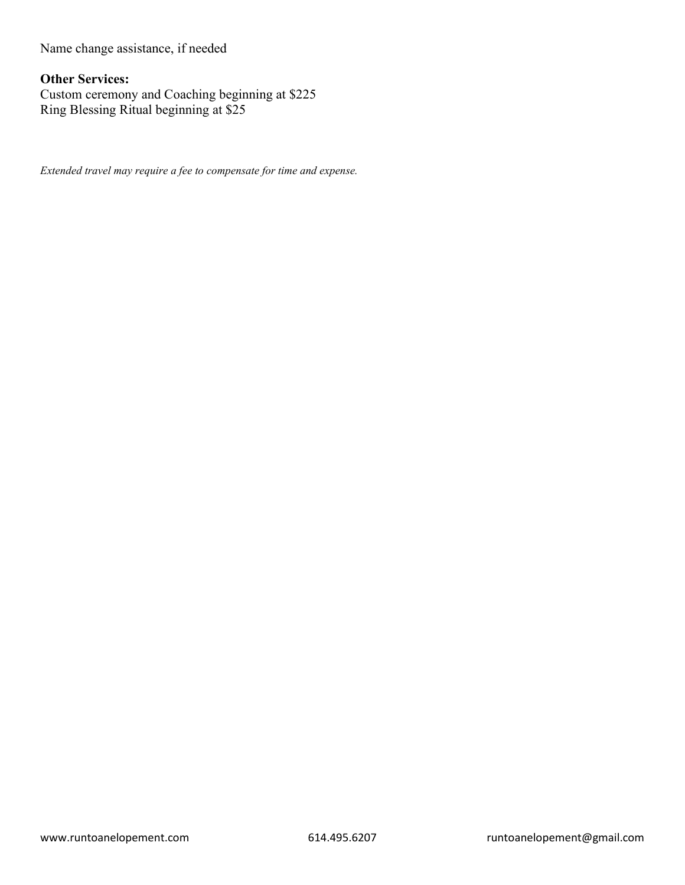Name change assistance, if needed

**Other Services:**
Custom ceremony and Coaching beginning at $225
Ring Blessing Ritual beginning at $25

*Extended travel may require a fee to compensate for time and expense.*

www.runtoanelopement.com 614.495.6207 runtoanelopement@gmail.com